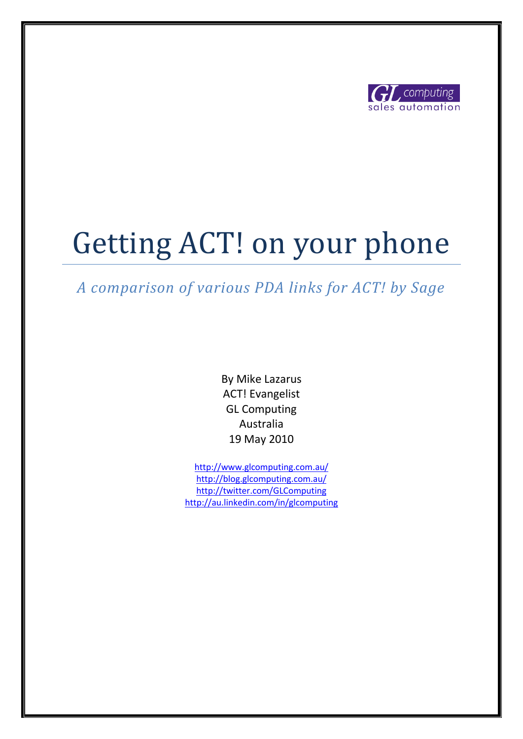GL computing
sales automation

# Getting ACT! on your phone

*A comparison of various PDA links for ACT! by Sage*

By Mike Lazarus
ACT! Evangelist
GL Computing
Australia
19 May 2010

http://www.glcomputing.com.au/
http://blog.glcomputing.com.au/
http://twitter.com/GLComputing
http://au.linkedin.com/in/glcomputing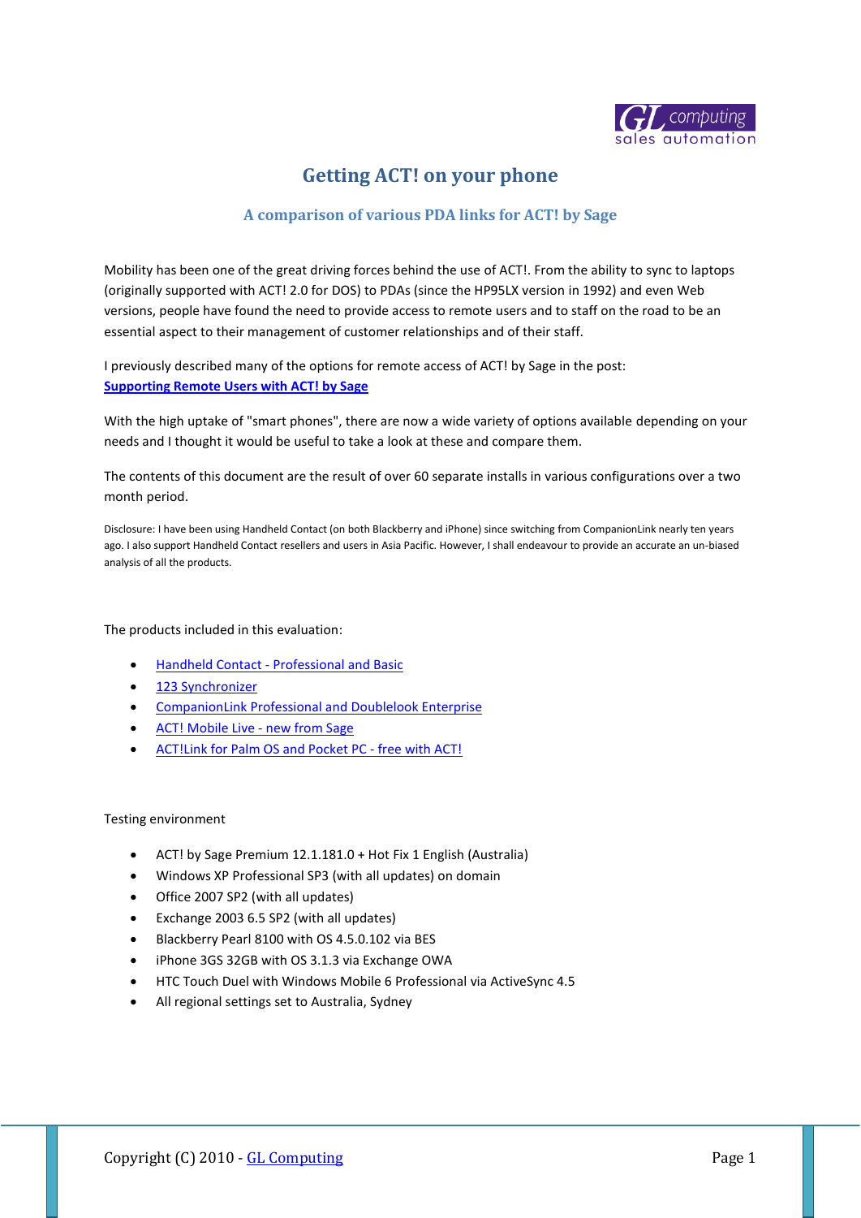# Getting ACT! on your phone

## A comparison of various PDA links for ACT! by Sage

Mobility has been one of the great driving forces behind the use of ACT!. From the ability to sync to laptops (originally supported with ACT! 2.0 for DOS) to PDAs (since the HP95LX version in 1992) and even Web versions, people have found the need to provide access to remote users and to staff on the road to be an essential aspect to their management of customer relationships and of their staff.

I previously described many of the options for remote access of ACT! by Sage in the post:
**Supporting Remote Users with ACT! by Sage**

With the high uptake of "smart phones", there are now a wide variety of options available depending on your needs and I thought it would be useful to take a look at these and compare them.

The contents of this document are the result of over 60 separate installs in various configurations over a two month period.

Disclosure: I have been using Handheld Contact (on both Blackberry and iPhone) since switching from CompanionLink nearly ten years ago. I also support Handheld Contact resellers and users in Asia Pacific. However, I shall endeavour to provide an accurate an un-biased analysis of all the products.

The products included in this evaluation:

- Handheld Contact - Professional and Basic
- 123 Synchronizer
- CompanionLink Professional and Doublelook Enterprise
- ACT! Mobile Live - new from Sage
- ACT!Link for Palm OS and Pocket PC - free with ACT!

Testing environment

- ACT! by Sage Premium 12.1.181.0 + Hot Fix 1 English (Australia)
- Windows XP Professional SP3 (with all updates) on domain
- Office 2007 SP2 (with all updates)
- Exchange 2003 6.5 SP2 (with all updates)
- Blackberry Pearl 8100 with OS 4.5.0.102 via BES
- iPhone 3GS 32GB with OS 3.1.3 via Exchange OWA
- HTC Touch Duel with Windows Mobile 6 Professional via ActiveSync 4.5
- All regional settings set to Australia, Sydney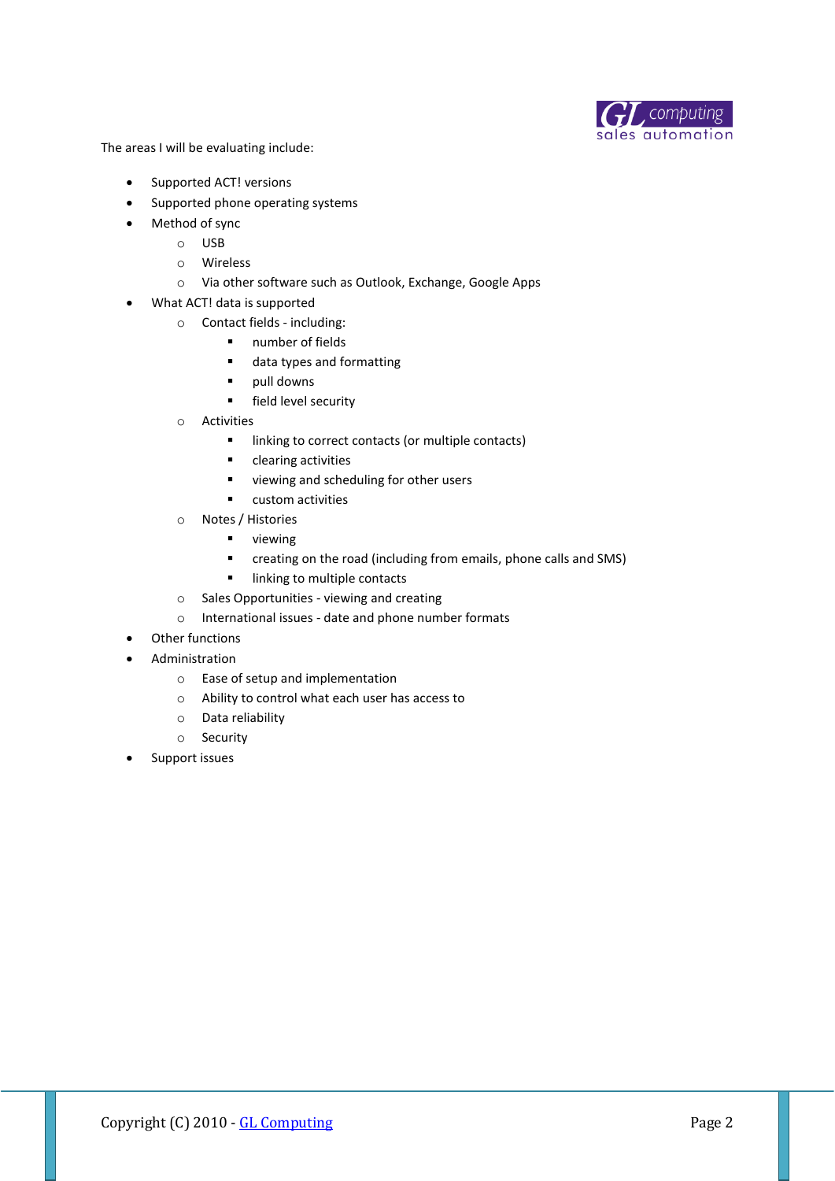The areas I will be evaluating include:

- Supported ACT! versions
- Supported phone operating systems
- Method of sync
    - USB
    - Wireless
    - Via other software such as Outlook, Exchange, Google Apps
- What ACT! data is supported
    - Contact fields - including:
        - number of fields
        - data types and formatting
        - pull downs
        - field level security
    - Activities
        - linking to correct contacts (or multiple contacts)
        - clearing activities
        - viewing and scheduling for other users
        - custom activities
    - Notes / Histories
        - viewing
        - creating on the road (including from emails, phone calls and SMS)
        - linking to multiple contacts
    - Sales Opportunities - viewing and creating
    - International issues - date and phone number formats
- Other functions
- Administration
    - Ease of setup and implementation
    - Ability to control what each user has access to
    - Data reliability
    - Security
- Support issues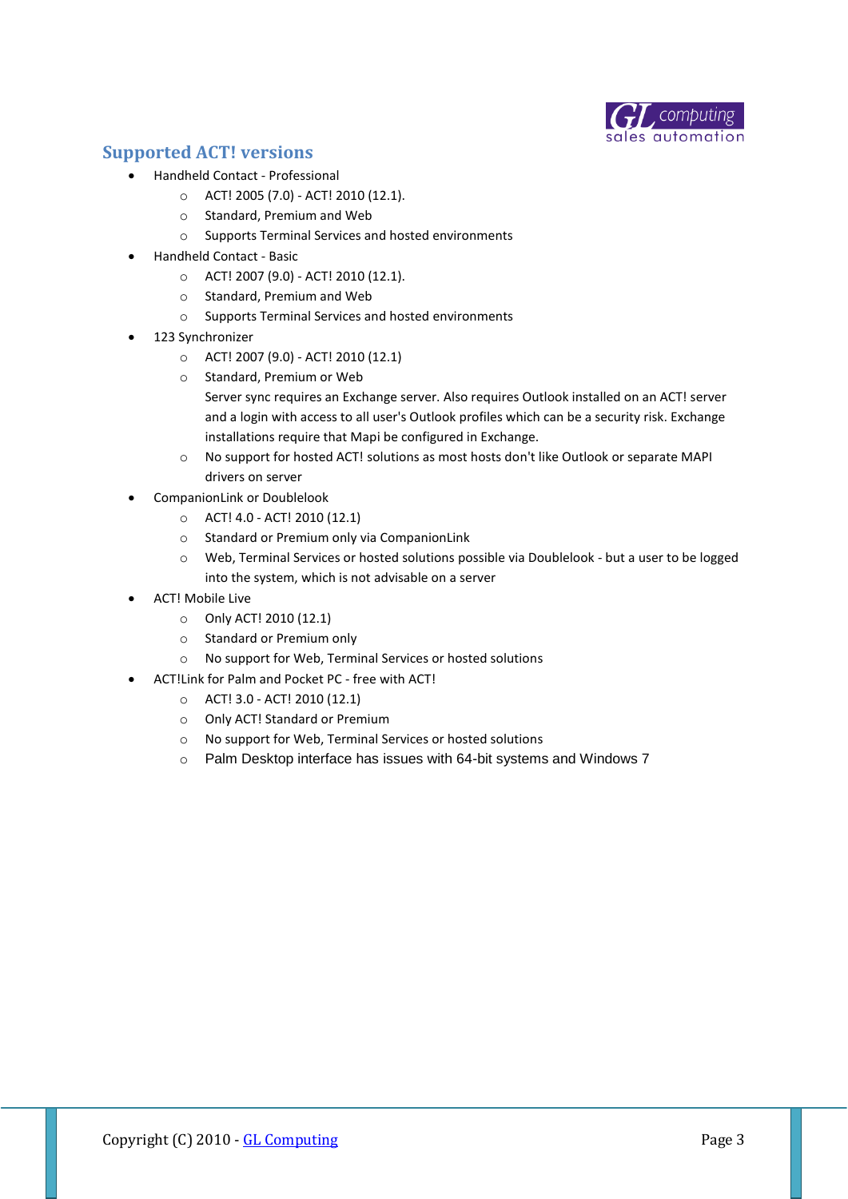## Supported ACT! versions

- Handheld Contact - Professional
  - ACT! 2005 (7.0) - ACT! 2010 (12.1).
  - Standard, Premium and Web
  - Supports Terminal Services and hosted environments
- Handheld Contact - Basic
  - ACT! 2007 (9.0) - ACT! 2010 (12.1).
  - Standard, Premium and Web
  - Supports Terminal Services and hosted environments
- 123 Synchronizer
  - ACT! 2007 (9.0) - ACT! 2010 (12.1)
  - Standard, Premium or Web

    Server sync requires an Exchange server. Also requires Outlook installed on an ACT! server and a login with access to all user's Outlook profiles which can be a security risk. Exchange installations require that Mapi be configured in Exchange.
  - No support for hosted ACT! solutions as most hosts don't like Outlook or separate MAPI drivers on server
- CompanionLink or Doublelook
  - ACT! 4.0 - ACT! 2010 (12.1)
  - Standard or Premium only via CompanionLink
  - Web, Terminal Services or hosted solutions possible via Doublelook - but a user to be logged into the system, which is not advisable on a server
- ACT! Mobile Live
  - Only ACT! 2010 (12.1)
  - Standard or Premium only
  - No support for Web, Terminal Services or hosted solutions
- ACT!Link for Palm and Pocket PC - free with ACT!
  - ACT! 3.0 - ACT! 2010 (12.1)
  - Only ACT! Standard or Premium
  - No support for Web, Terminal Services or hosted solutions
  - Palm Desktop interface has issues with 64-bit systems and Windows 7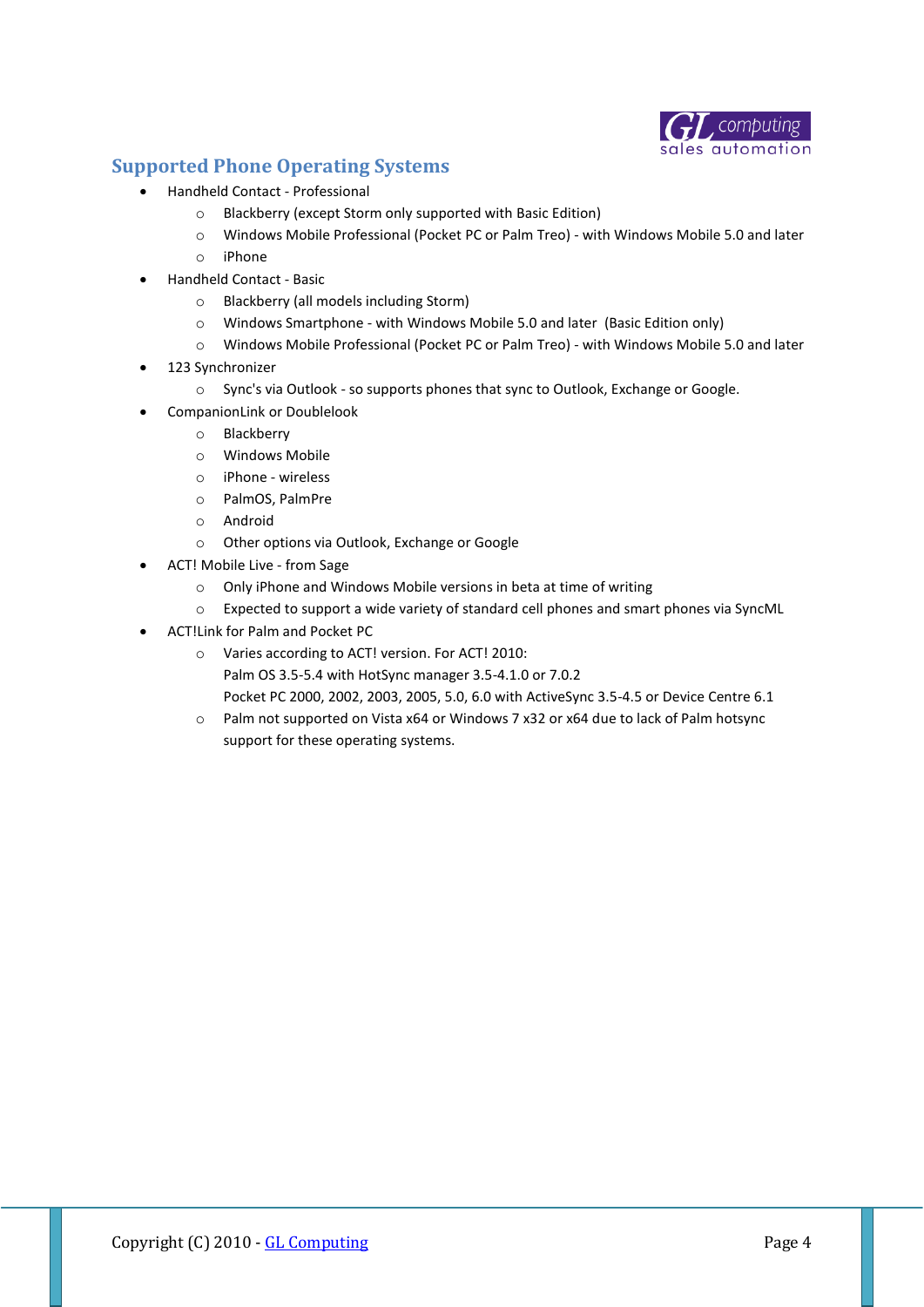## Supported Phone Operating Systems

- Handheld Contact - Professional
    - Blackberry (except Storm only supported with Basic Edition)
    - Windows Mobile Professional (Pocket PC or Palm Treo) - with Windows Mobile 5.0 and later
    - iPhone
- Handheld Contact - Basic
    - Blackberry (all models including Storm)
    - Windows Smartphone - with Windows Mobile 5.0 and later (Basic Edition only)
    - Windows Mobile Professional (Pocket PC or Palm Treo) - with Windows Mobile 5.0 and later
- 123 Synchronizer
    - Sync's via Outlook - so supports phones that sync to Outlook, Exchange or Google.
- CompanionLink or Doublelook
    - Blackberry
    - Windows Mobile
    - iPhone - wireless
    - PalmOS, PalmPre
    - Android
    - Other options via Outlook, Exchange or Google
- ACT! Mobile Live - from Sage
    - Only iPhone and Windows Mobile versions in beta at time of writing
    - Expected to support a wide variety of standard cell phones and smart phones via SyncML
- ACT!Link for Palm and Pocket PC
    - Varies according to ACT! version. For ACT! 2010:
      Palm OS 3.5-5.4 with HotSync manager 3.5-4.1.0 or 7.0.2
      Pocket PC 2000, 2002, 2003, 2005, 5.0, 6.0 with ActiveSync 3.5-4.5 or Device Centre 6.1
    - Palm not supported on Vista x64 or Windows 7 x32 or x64 due to lack of Palm hotsync support for these operating systems.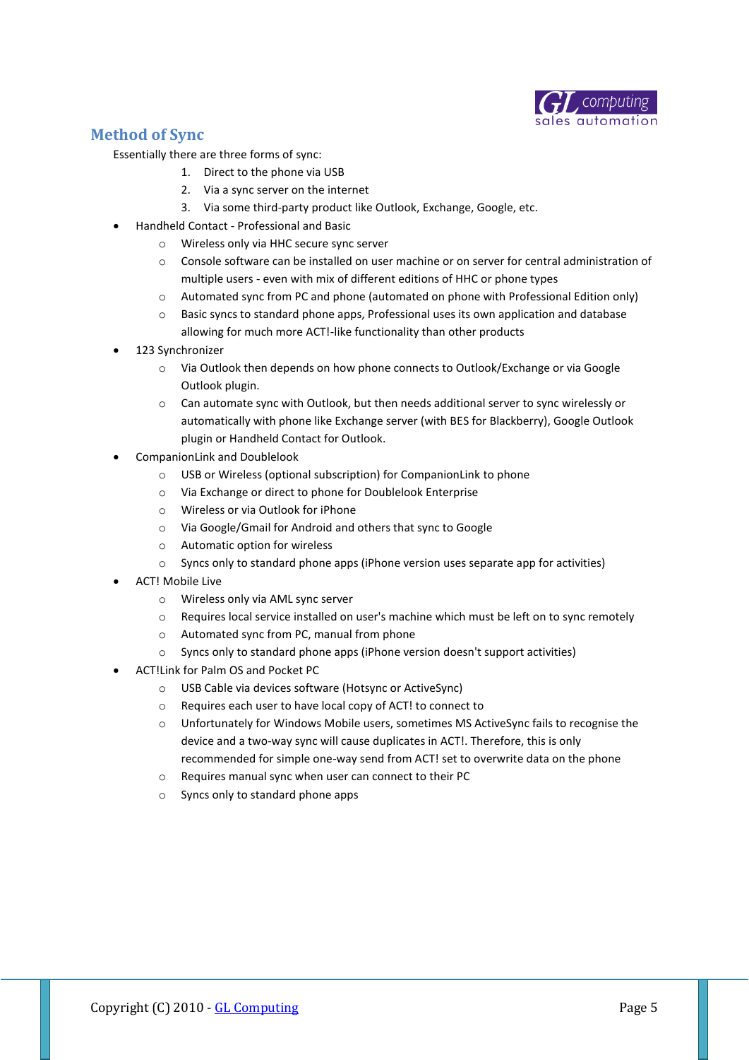## Method of Sync

Essentially there are three forms of sync:

1. Direct to the phone via USB
2. Via a sync server on the internet
3. Via some third-party product like Outlook, Exchange, Google, etc.

- Handheld Contact - Professional and Basic
    - Wireless only via HHC secure sync server
    - Console software can be installed on user machine or on server for central administration of multiple users - even with mix of different editions of HHC or phone types
    - Automated sync from PC and phone (automated on phone with Professional Edition only)
    - Basic syncs to standard phone apps, Professional uses its own application and database allowing for much more ACT!-like functionality than other products
- 123 Synchronizer
    - Via Outlook then depends on how phone connects to Outlook/Exchange or via Google Outlook plugin.
    - Can automate sync with Outlook, but then needs additional server to sync wirelessly or automatically with phone like Exchange server (with BES for Blackberry), Google Outlook plugin or Handheld Contact for Outlook.
- CompanionLink and Doublelook
    - USB or Wireless (optional subscription) for CompanionLink to phone
    - Via Exchange or direct to phone for Doublelook Enterprise
    - Wireless or via Outlook for iPhone
    - Via Google/Gmail for Android and others that sync to Google
    - Automatic option for wireless
    - Syncs only to standard phone apps (iPhone version uses separate app for activities)
- ACT! Mobile Live
    - Wireless only via AML sync server
    - Requires local service installed on user's machine which must be left on to sync remotely
    - Automated sync from PC, manual from phone
    - Syncs only to standard phone apps (iPhone version doesn't support activities)
- ACT!Link for Palm OS and Pocket PC
    - USB Cable via devices software (Hotsync or ActiveSync)
    - Requires each user to have local copy of ACT! to connect to
    - Unfortunately for Windows Mobile users, sometimes MS ActiveSync fails to recognise the device and a two-way sync will cause duplicates in ACT!. Therefore, this is only recommended for simple one-way send from ACT! set to overwrite data on the phone
    - Requires manual sync when user can connect to their PC
    - Syncs only to standard phone apps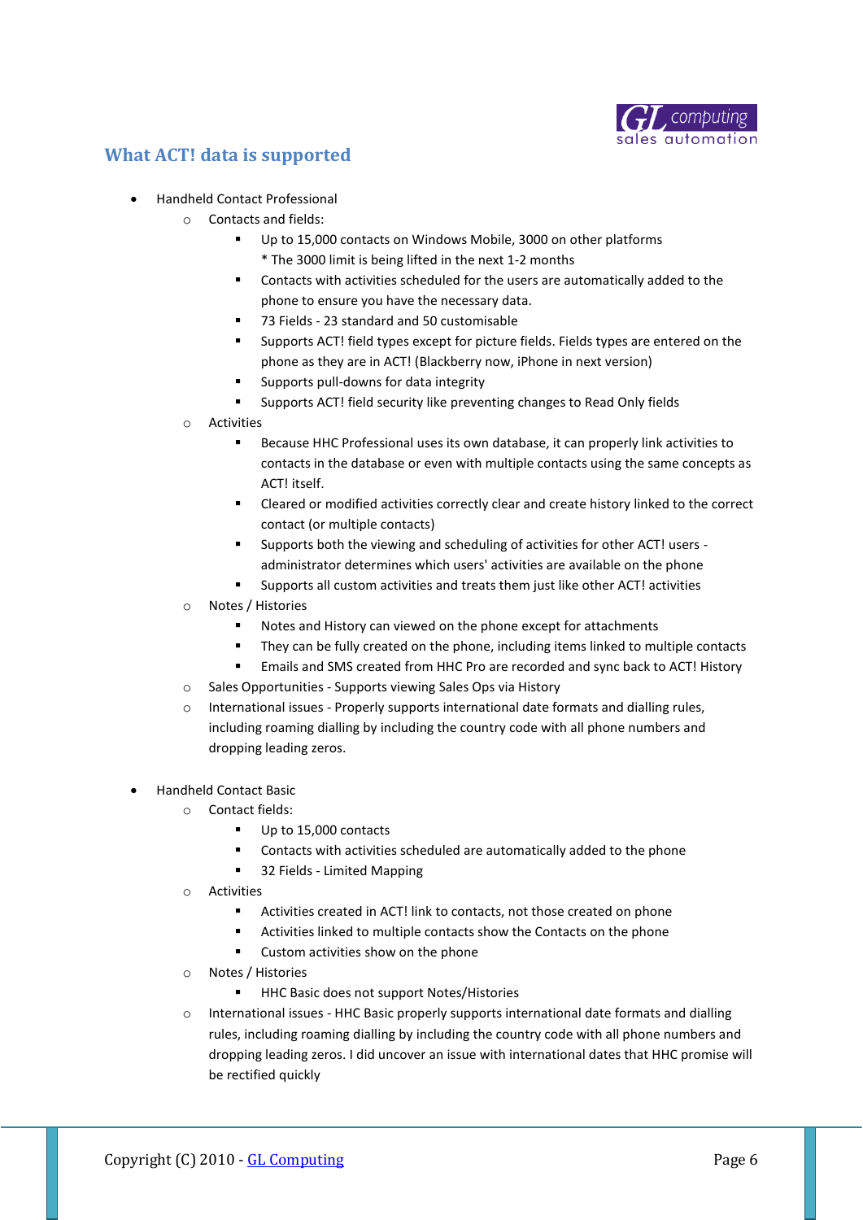## What ACT! data is supported

- Handheld Contact Professional
  - Contacts and fields:
    - Up to 15,000 contacts on Windows Mobile, 3000 on other platforms
      * The 3000 limit is being lifted in the next 1-2 months
    - Contacts with activities scheduled for the users are automatically added to the phone to ensure you have the necessary data.
    - 73 Fields - 23 standard and 50 customisable
    - Supports ACT! field types except for picture fields. Fields types are entered on the phone as they are in ACT! (Blackberry now, iPhone in next version)
    - Supports pull-downs for data integrity
    - Supports ACT! field security like preventing changes to Read Only fields
  - Activities
    - Because HHC Professional uses its own database, it can properly link activities to contacts in the database or even with multiple contacts using the same concepts as ACT! itself.
    - Cleared or modified activities correctly clear and create history linked to the correct contact (or multiple contacts)
    - Supports both the viewing and scheduling of activities for other ACT! users - administrator determines which users' activities are available on the phone
    - Supports all custom activities and treats them just like other ACT! activities
  - Notes / Histories
    - Notes and History can viewed on the phone except for attachments
    - They can be fully created on the phone, including items linked to multiple contacts
    - Emails and SMS created from HHC Pro are recorded and sync back to ACT! History
  - Sales Opportunities - Supports viewing Sales Ops via History
  - International issues - Properly supports international date formats and dialling rules, including roaming dialling by including the country code with all phone numbers and dropping leading zeros.

- Handheld Contact Basic
  - Contact fields:
    - Up to 15,000 contacts
    - Contacts with activities scheduled are automatically added to the phone
    - 32 Fields - Limited Mapping
  - Activities
    - Activities created in ACT! link to contacts, not those created on phone
    - Activities linked to multiple contacts show the Contacts on the phone
    - Custom activities show on the phone
  - Notes / Histories
    - HHC Basic does not support Notes/Histories
  - International issues - HHC Basic properly supports international date formats and dialling rules, including roaming dialling by including the country code with all phone numbers and dropping leading zeros. I did uncover an issue with international dates that HHC promise will be rectified quickly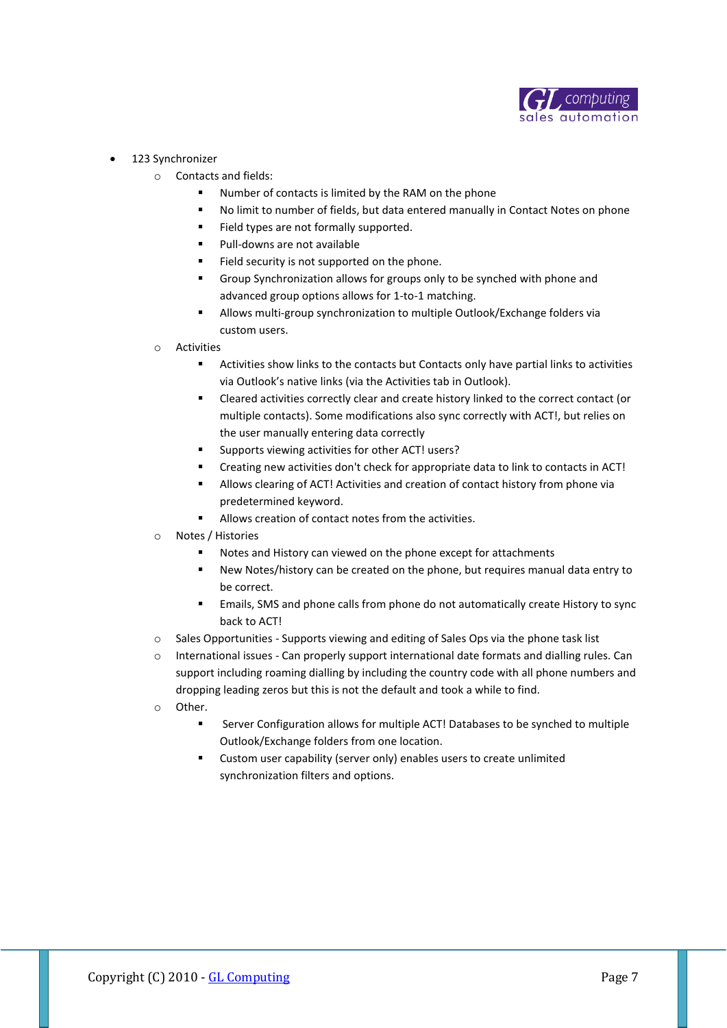- 123 Synchronizer
  - Contacts and fields:
    - Number of contacts is limited by the RAM on the phone
    - No limit to number of fields, but data entered manually in Contact Notes on phone
    - Field types are not formally supported.
    - Pull-downs are not available
    - Field security is not supported on the phone.
    - Group Synchronization allows for groups only to be synched with phone and advanced group options allows for 1-to-1 matching.
    - Allows multi-group synchronization to multiple Outlook/Exchange folders via custom users.
  - Activities
    - Activities show links to the contacts but Contacts only have partial links to activities via Outlook's native links (via the Activities tab in Outlook).
    - Cleared activities correctly clear and create history linked to the correct contact (or multiple contacts). Some modifications also sync correctly with ACT!, but relies on the user manually entering data correctly
    - Supports viewing activities for other ACT! users?
    - Creating new activities don't check for appropriate data to link to contacts in ACT!
    - Allows clearing of ACT! Activities and creation of contact history from phone via predetermined keyword.
    - Allows creation of contact notes from the activities.
  - Notes / Histories
    - Notes and History can viewed on the phone except for attachments
    - New Notes/history can be created on the phone, but requires manual data entry to be correct.
    - Emails, SMS and phone calls from phone do not automatically create History to sync back to ACT!
  - Sales Opportunities - Supports viewing and editing of Sales Ops via the phone task list
  - International issues - Can properly support international date formats and dialling rules. Can support including roaming dialling by including the country code with all phone numbers and dropping leading zeros but this is not the default and took a while to find.
  - Other.
    - Server Configuration allows for multiple ACT! Databases to be synched to multiple Outlook/Exchange folders from one location.
    - Custom user capability (server only) enables users to create unlimited synchronization filters and options.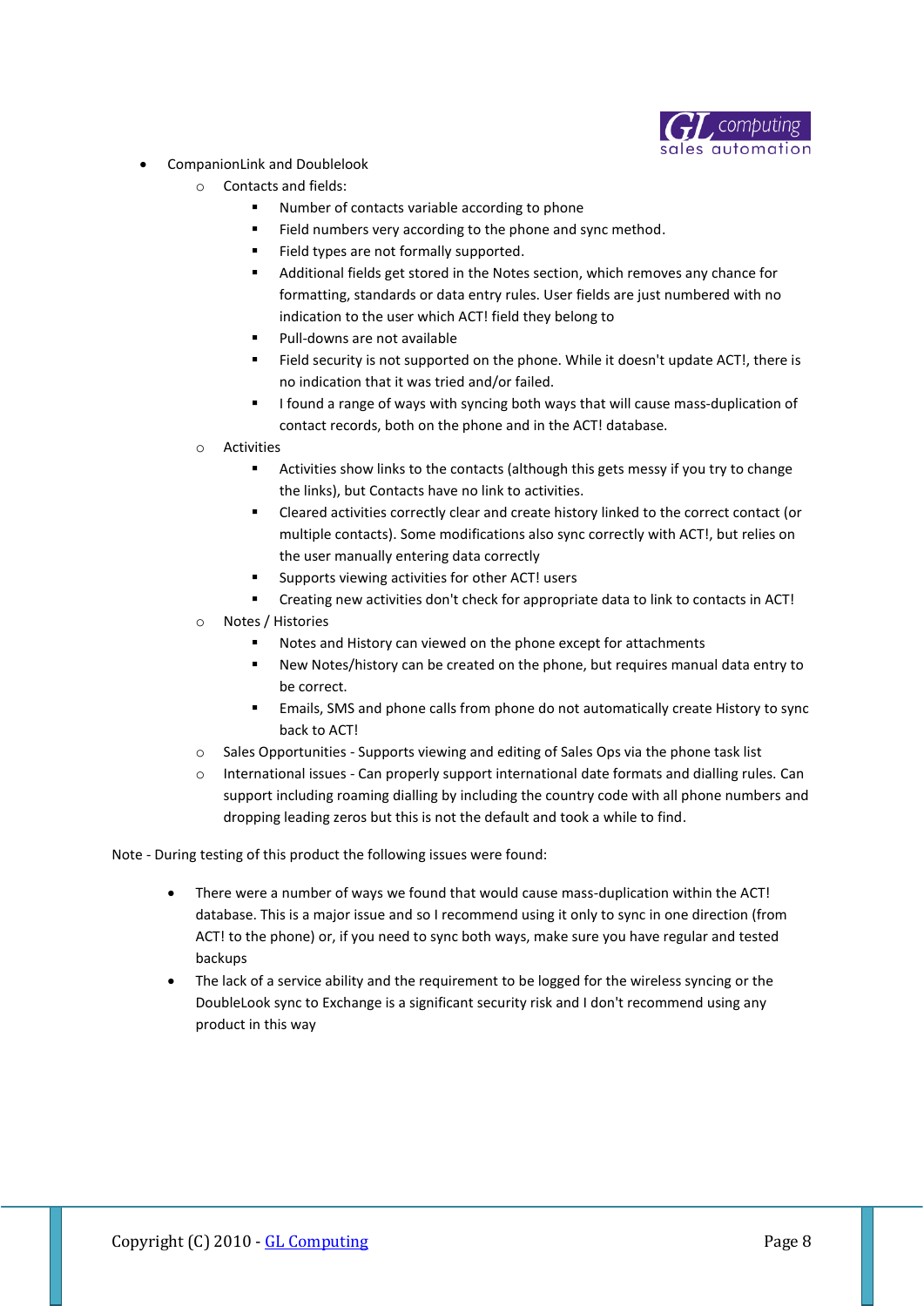- CompanionLink and Doublelook
  - Contacts and fields:
    - Number of contacts variable according to phone
    - Field numbers very according to the phone and sync method.
    - Field types are not formally supported.
    - Additional fields get stored in the Notes section, which removes any chance for formatting, standards or data entry rules. User fields are just numbered with no indication to the user which ACT! field they belong to
    - Pull-downs are not available
    - Field security is not supported on the phone. While it doesn't update ACT!, there is no indication that it was tried and/or failed.
    - I found a range of ways with syncing both ways that will cause mass-duplication of contact records, both on the phone and in the ACT! database.
  - Activities
    - Activities show links to the contacts (although this gets messy if you try to change the links), but Contacts have no link to activities.
    - Cleared activities correctly clear and create history linked to the correct contact (or multiple contacts). Some modifications also sync correctly with ACT!, but relies on the user manually entering data correctly
    - Supports viewing activities for other ACT! users
    - Creating new activities don't check for appropriate data to link to contacts in ACT!
  - Notes / Histories
    - Notes and History can viewed on the phone except for attachments
    - New Notes/history can be created on the phone, but requires manual data entry to be correct.
    - Emails, SMS and phone calls from phone do not automatically create History to sync back to ACT!
  - Sales Opportunities - Supports viewing and editing of Sales Ops via the phone task list
  - International issues - Can properly support international date formats and dialling rules. Can support including roaming dialling by including the country code with all phone numbers and dropping leading zeros but this is not the default and took a while to find.

Note - During testing of this product the following issues were found:

- There were a number of ways we found that would cause mass-duplication within the ACT! database. This is a major issue and so I recommend using it only to sync in one direction (from ACT! to the phone) or, if you need to sync both ways, make sure you have regular and tested backups
- The lack of a service ability and the requirement to be logged for the wireless syncing or the DoubleLook sync to Exchange is a significant security risk and I don't recommend using any product in this way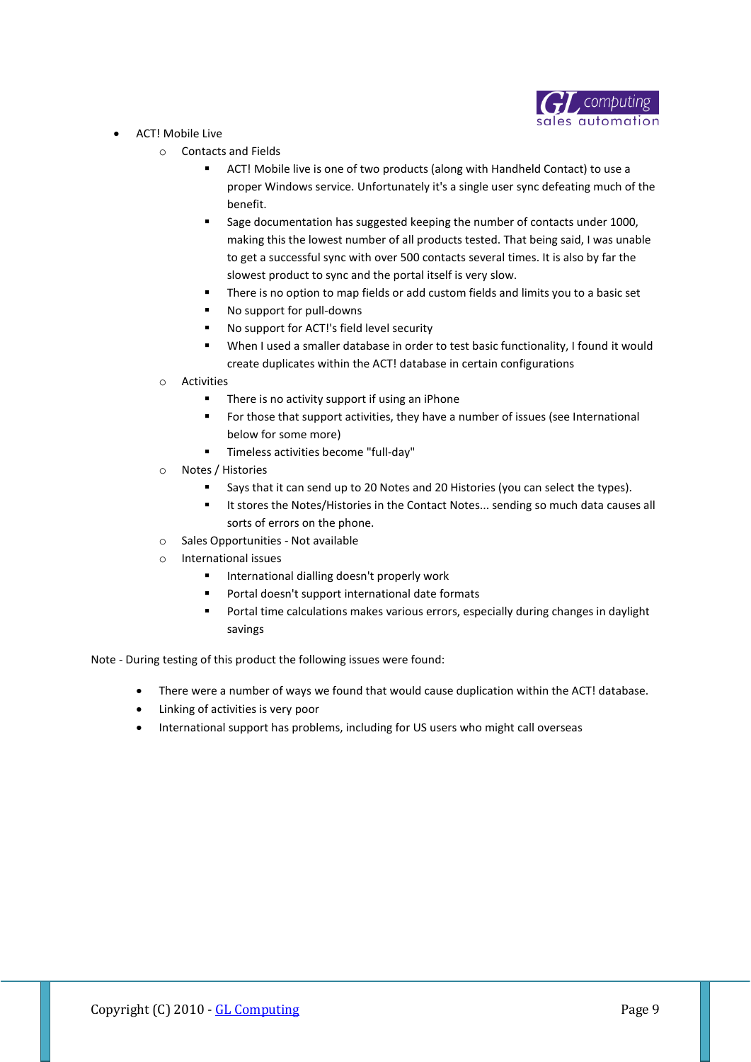- ACT! Mobile Live
  - Contacts and Fields
    - ACT! Mobile live is one of two products (along with Handheld Contact) to use a proper Windows service. Unfortunately it's a single user sync defeating much of the benefit.
    - Sage documentation has suggested keeping the number of contacts under 1000, making this the lowest number of all products tested. That being said, I was unable to get a successful sync with over 500 contacts several times. It is also by far the slowest product to sync and the portal itself is very slow.
    - There is no option to map fields or add custom fields and limits you to a basic set
    - No support for pull-downs
    - No support for ACT!'s field level security
    - When I used a smaller database in order to test basic functionality, I found it would create duplicates within the ACT! database in certain configurations
  - Activities
    - There is no activity support if using an iPhone
    - For those that support activities, they have a number of issues (see International below for some more)
    - Timeless activities become "full-day"
  - Notes / Histories
    - Says that it can send up to 20 Notes and 20 Histories (you can select the types).
    - It stores the Notes/Histories in the Contact Notes... sending so much data causes all sorts of errors on the phone.
  - Sales Opportunities - Not available
  - International issues
    - International dialling doesn't properly work
    - Portal doesn't support international date formats
    - Portal time calculations makes various errors, especially during changes in daylight savings

Note - During testing of this product the following issues were found:

- There were a number of ways we found that would cause duplication within the ACT! database.
- Linking of activities is very poor
- International support has problems, including for US users who might call overseas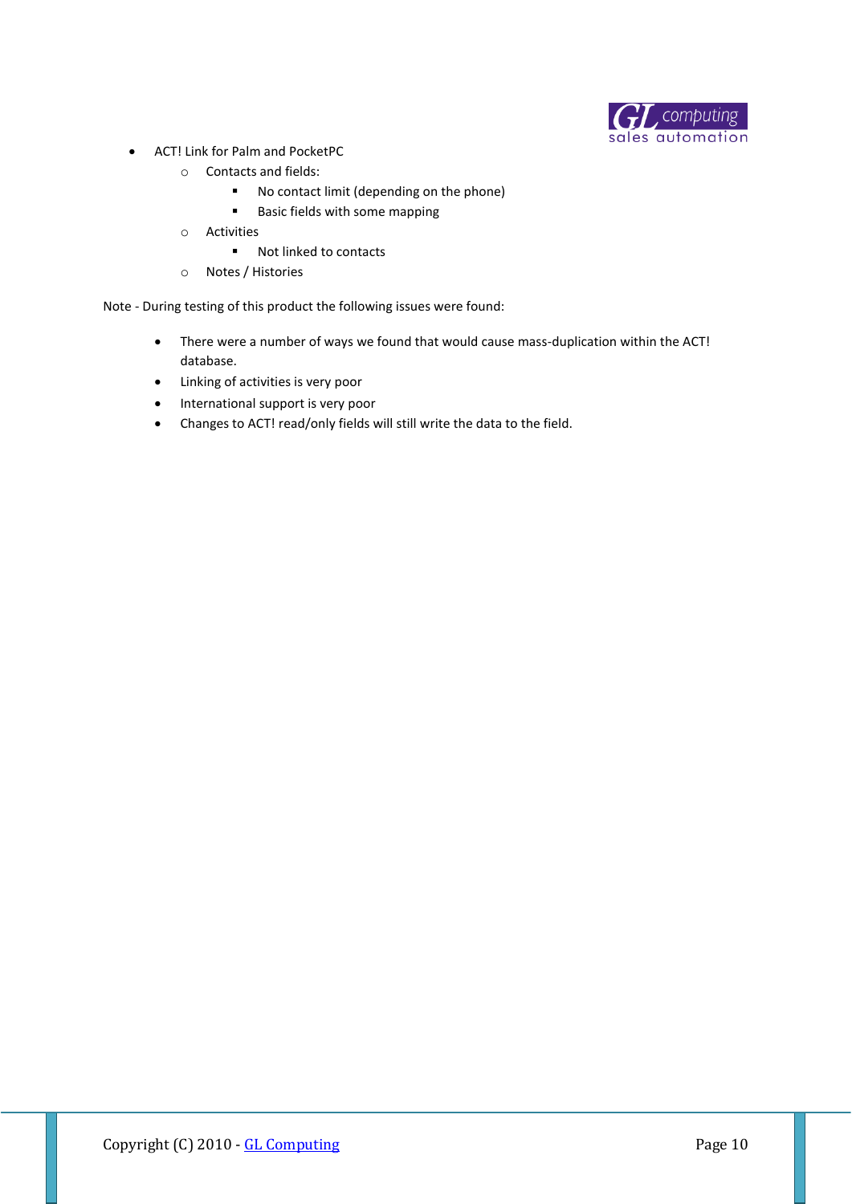- ACT! Link for Palm and PocketPC
    - Contacts and fields:
        - No contact limit (depending on the phone)
        - Basic fields with some mapping
    - Activities
        - Not linked to contacts
    - Notes / Histories

Note - During testing of this product the following issues were found:

- There were a number of ways we found that would cause mass-duplication within the ACT! database.
- Linking of activities is very poor
- International support is very poor
- Changes to ACT! read/only fields will still write the data to the field.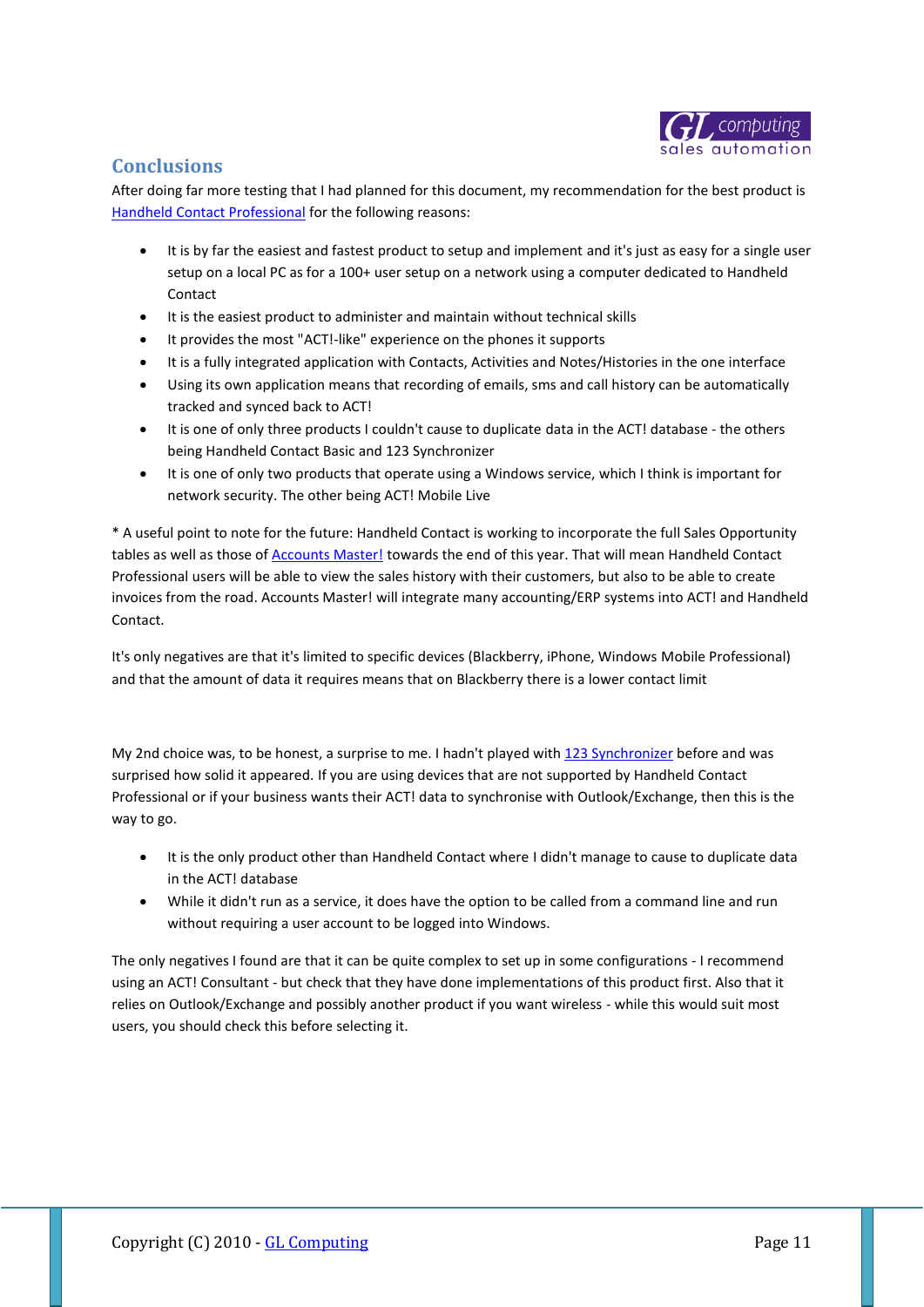## Conclusions

After doing far more testing that I had planned for this document, my recommendation for the best product is Handheld Contact Professional for the following reasons:

- It is by far the easiest and fastest product to setup and implement and it's just as easy for a single user setup on a local PC as for a 100+ user setup on a network using a computer dedicated to Handheld Contact
- It is the easiest product to administer and maintain without technical skills
- It provides the most "ACT!-like" experience on the phones it supports
- It is a fully integrated application with Contacts, Activities and Notes/Histories in the one interface
- Using its own application means that recording of emails, sms and call history can be automatically tracked and synced back to ACT!
- It is one of only three products I couldn't cause to duplicate data in the ACT! database - the others being Handheld Contact Basic and 123 Synchronizer
- It is one of only two products that operate using a Windows service, which I think is important for network security. The other being ACT! Mobile Live

* A useful point to note for the future: Handheld Contact is working to incorporate the full Sales Opportunity tables as well as those of Accounts Master! towards the end of this year. That will mean Handheld Contact Professional users will be able to view the sales history with their customers, but also to be able to create invoices from the road. Accounts Master! will integrate many accounting/ERP systems into ACT! and Handheld Contact.

It's only negatives are that it's limited to specific devices (Blackberry, iPhone, Windows Mobile Professional) and that the amount of data it requires means that on Blackberry there is a lower contact limit

My 2nd choice was, to be honest, a surprise to me. I hadn't played with 123 Synchronizer before and was surprised how solid it appeared. If you are using devices that are not supported by Handheld Contact Professional or if your business wants their ACT! data to synchronise with Outlook/Exchange, then this is the way to go.

- It is the only product other than Handheld Contact where I didn't manage to cause to duplicate data in the ACT! database
- While it didn't run as a service, it does have the option to be called from a command line and run without requiring a user account to be logged into Windows.

The only negatives I found are that it can be quite complex to set up in some configurations - I recommend using an ACT! Consultant - but check that they have done implementations of this product first. Also that it relies on Outlook/Exchange and possibly another product if you want wireless - while this would suit most users, you should check this before selecting it.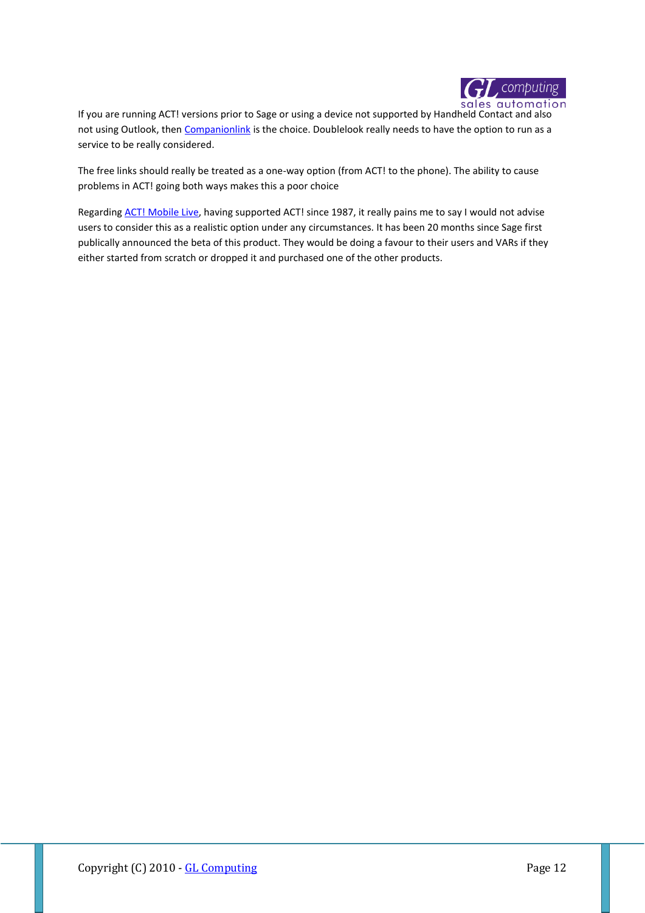If you are running ACT! versions prior to Sage or using a device not supported by Handheld Contact and also not using Outlook, then [Companionlink](Companionlink) is the choice. Doublelook really needs to have the option to run as a service to be really considered.

The free links should really be treated as a one-way option (from ACT! to the phone). The ability to cause problems in ACT! going both ways makes this a poor choice

Regarding [ACT! Mobile Live](ACT! Mobile Live), having supported ACT! since 1987, it really pains me to say I would not advise users to consider this as a realistic option under any circumstances. It has been 20 months since Sage first publically announced the beta of this product. They would be doing a favour to their users and VARs if they either started from scratch or dropped it and purchased one of the other products.